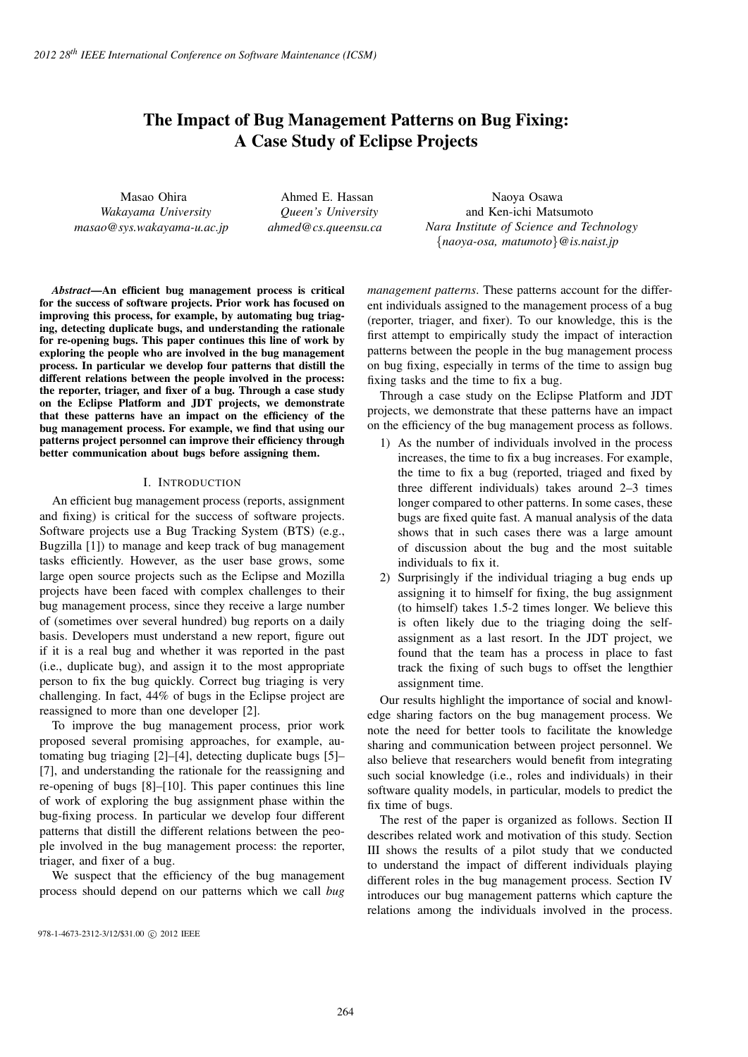# The Impact of Bug Management Patterns on Bug Fixing: A Case Study of Eclipse Projects

Masao Ohira
*Wakayama University*
*masao@sys.wakayama-u.ac.jp*

Ahmed E. Hassan
*Queen's University*
*ahmed@cs.queensu.ca*

Naoya Osawa
and Ken-ichi Matsumoto
*Nara Institute of Science and Technology*
{*naoya-osa, matumoto*}*@is.naist.jp*

***Abstract*—An efficient bug management process is critical for the success of software projects. Prior work has focused on improving this process, for example, by automating bug triaging, detecting duplicate bugs, and understanding the rationale for re-opening bugs. This paper continues this line of work by exploring the people who are involved in the bug management process. In particular we develop four patterns that distill the different relations between the people involved in the process: the reporter, triager, and fixer of a bug. Through a case study on the Eclipse Platform and JDT projects, we demonstrate that these patterns have an impact on the efficiency of the bug management process. For example, we find that using our patterns project personnel can improve their efficiency through better communication about bugs before assigning them.**

## I. Introduction

An efficient bug management process (reports, assignment and fixing) is critical for the success of software projects. Software projects use a Bug Tracking System (BTS) (e.g., Bugzilla [1]) to manage and keep track of bug management tasks efficiently. However, as the user base grows, some large open source projects such as the Eclipse and Mozilla projects have been faced with complex challenges to their bug management process, since they receive a large number of (sometimes over several hundred) bug reports on a daily basis. Developers must understand a new report, figure out if it is a real bug and whether it was reported in the past (i.e., duplicate bug), and assign it to the most appropriate person to fix the bug quickly. Correct bug triaging is very challenging. In fact, 44% of bugs in the Eclipse project are reassigned to more than one developer [2].

To improve the bug management process, prior work proposed several promising approaches, for example, automating bug triaging [2]–[4], detecting duplicate bugs [5]–[7], and understanding the rationale for the reassigning and re-opening of bugs [8]–[10]. This paper continues this line of work of exploring the bug assignment phase within the bug-fixing process. In particular we develop four different patterns that distill the different relations between the people involved in the bug management process: the reporter, triager, and fixer of a bug.

We suspect that the efficiency of the bug management process should depend on our patterns which we call *bug management patterns*. These patterns account for the different individuals assigned to the management process of a bug (reporter, triager, and fixer). To our knowledge, this is the first attempt to empirically study the impact of interaction patterns between the people in the bug management process on bug fixing, especially in terms of the time to assign bug fixing tasks and the time to fix a bug.

Through a case study on the Eclipse Platform and JDT projects, we demonstrate that these patterns have an impact on the efficiency of the bug management process as follows.

1) As the number of individuals involved in the process increases, the time to fix a bug increases. For example, the time to fix a bug (reported, triaged and fixed by three different individuals) takes around 2–3 times longer compared to other patterns. In some cases, these bugs are fixed quite fast. A manual analysis of the data shows that in such cases there was a large amount of discussion about the bug and the most suitable individuals to fix it.
2) Surprisingly if the individual triaging a bug ends up assigning it to himself for fixing, the bug assignment (to himself) takes 1.5-2 times longer. We believe this is often likely due to the triaging doing the self-assignment as a last resort. In the JDT project, we found that the team has a process in place to fast track the fixing of such bugs to offset the lengthier assignment time.

Our results highlight the importance of social and knowledge sharing factors on the bug management process. We note the need for better tools to facilitate the knowledge sharing and communication between project personnel. We also believe that researchers would benefit from integrating such social knowledge (i.e., roles and individuals) in their software quality models, in particular, models to predict the fix time of bugs.

The rest of the paper is organized as follows. Section II describes related work and motivation of this study. Section III shows the results of a pilot study that we conducted to understand the impact of different individuals playing different roles in the bug management process. Section IV introduces our bug management patterns which capture the relations among the individuals involved in the process.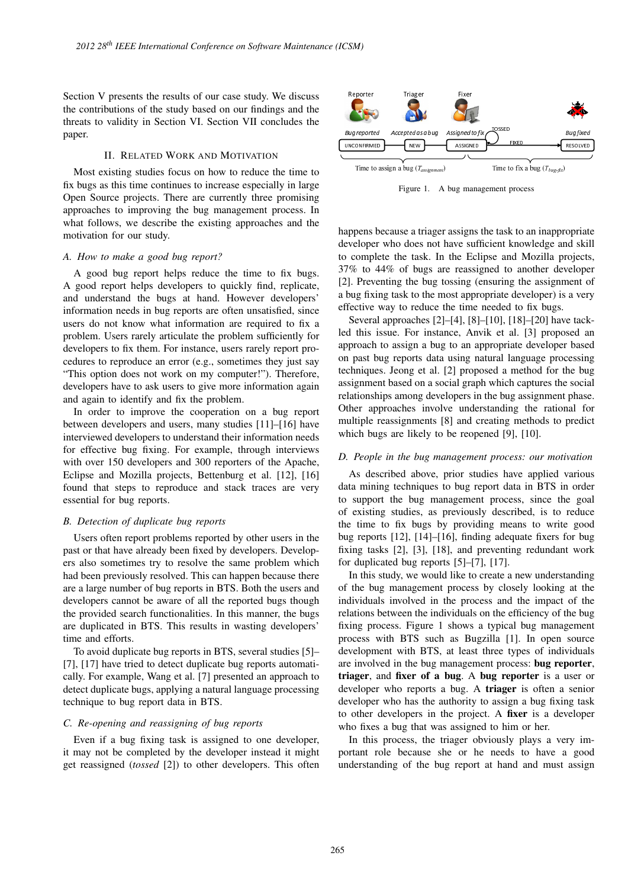Section V presents the results of our case study. We discuss the contributions of the study based on our findings and the threats to validity in Section VI. Section VII concludes the paper.

## II. Related Work and Motivation

Most existing studies focus on how to reduce the time to fix bugs as this time continues to increase especially in large Open Source projects. There are currently three promising approaches to improving the bug management process. In what follows, we describe the existing approaches and the motivation for our study.

### A. How to make a good bug report?

A good bug report helps reduce the time to fix bugs. A good report helps developers to quickly find, replicate, and understand the bugs at hand. However developers' information needs in bug reports are often unsatisfied, since users do not know what information are required to fix a problem. Users rarely articulate the problem sufficiently for developers to fix them. For instance, users rarely report procedures to reproduce an error (e.g., sometimes they just say "This option does not work on my computer!"). Therefore, developers have to ask users to give more information again and again to identify and fix the problem.

In order to improve the cooperation on a bug report between developers and users, many studies [11]–[16] have interviewed developers to understand their information needs for effective bug fixing. For example, through interviews with over 150 developers and 300 reporters of the Apache, Eclipse and Mozilla projects, Bettenburg et al. [12], [16] found that steps to reproduce and stack traces are very essential for bug reports.

### B. Detection of duplicate bug reports

Users often report problems reported by other users in the past or that have already been fixed by developers. Developers also sometimes try to resolve the same problem which had been previously resolved. This can happen because there are a large number of bug reports in BTS. Both the users and developers cannot be aware of all the reported bugs though the provided search functionalities. In this manner, the bugs are duplicated in BTS. This results in wasting developers' time and efforts.

To avoid duplicate bug reports in BTS, several studies [5]–[7], [17] have tried to detect duplicate bug reports automatically. For example, Wang et al. [7] presented an approach to detect duplicate bugs, applying a natural language processing technique to bug report data in BTS.

### C. Re-opening and reassigning of bug reports

Even if a bug fixing task is assigned to one developer, it may not be completed by the developer instead it might get reassigned (*tossed* [2]) to other developers. This often happens because a triager assigns the task to an inappropriate developer who does not have sufficient knowledge and skill to complete the task. In the Eclipse and Mozilla projects, 37% to 44% of bugs are reassigned to another developer [2]. Preventing the bug tossing (ensuring the assignment of a bug fixing task to the most appropriate developer) is a very effective way to reduce the time needed to fix bugs.

Reporter
Triager
Fixer
Bug reported
Accepted as a bug
Assigned to fix
TOSSED
Bug fixed
UNCONFIRMED
NEW
ASSIGNED
FIXED
RESOLVED
Time to assign a bug ($T_{assignment}$)
Time to fix a bug ($T_{bug\text{-}fix}$)

Figure 1. A bug management process

Several approaches [2]–[4], [8]–[10], [18]–[20] have tackled this issue. For instance, Anvik et al. [3] proposed an approach to assign a bug to an appropriate developer based on past bug reports data using natural language processing techniques. Jeong et al. [2] proposed a method for the bug assignment based on a social graph which captures the social relationships among developers in the bug assignment phase. Other approaches involve understanding the rational for multiple reassignments [8] and creating methods to predict which bugs are likely to be reopened [9], [10].

### D. People in the bug management process: our motivation

As described above, prior studies have applied various data mining techniques to bug report data in BTS in order to support the bug management process, since the goal of existing studies, as previously described, is to reduce the time to fix bugs by providing means to write good bug reports [12], [14]–[16], finding adequate fixers for bug fixing tasks [2], [3], [18], and preventing redundant work for duplicated bug reports [5]–[7], [17].

In this study, we would like to create a new understanding of the bug management process by closely looking at the individuals involved in the process and the impact of the relations between the individuals on the efficiency of the bug fixing process. Figure 1 shows a typical bug management process with BTS such as Bugzilla [1]. In open source development with BTS, at least three types of individuals are involved in the bug management process: **bug reporter**, **triager**, and **fixer of a bug**. A **bug reporter** is a user or developer who reports a bug. A **triager** is often a senior developer who has the authority to assign a bug fixing task to other developers in the project. A **fixer** is a developer who fixes a bug that was assigned to him or her.

In this process, the triager obviously plays a very important role because she or he needs to have a good understanding of the bug report at hand and must assign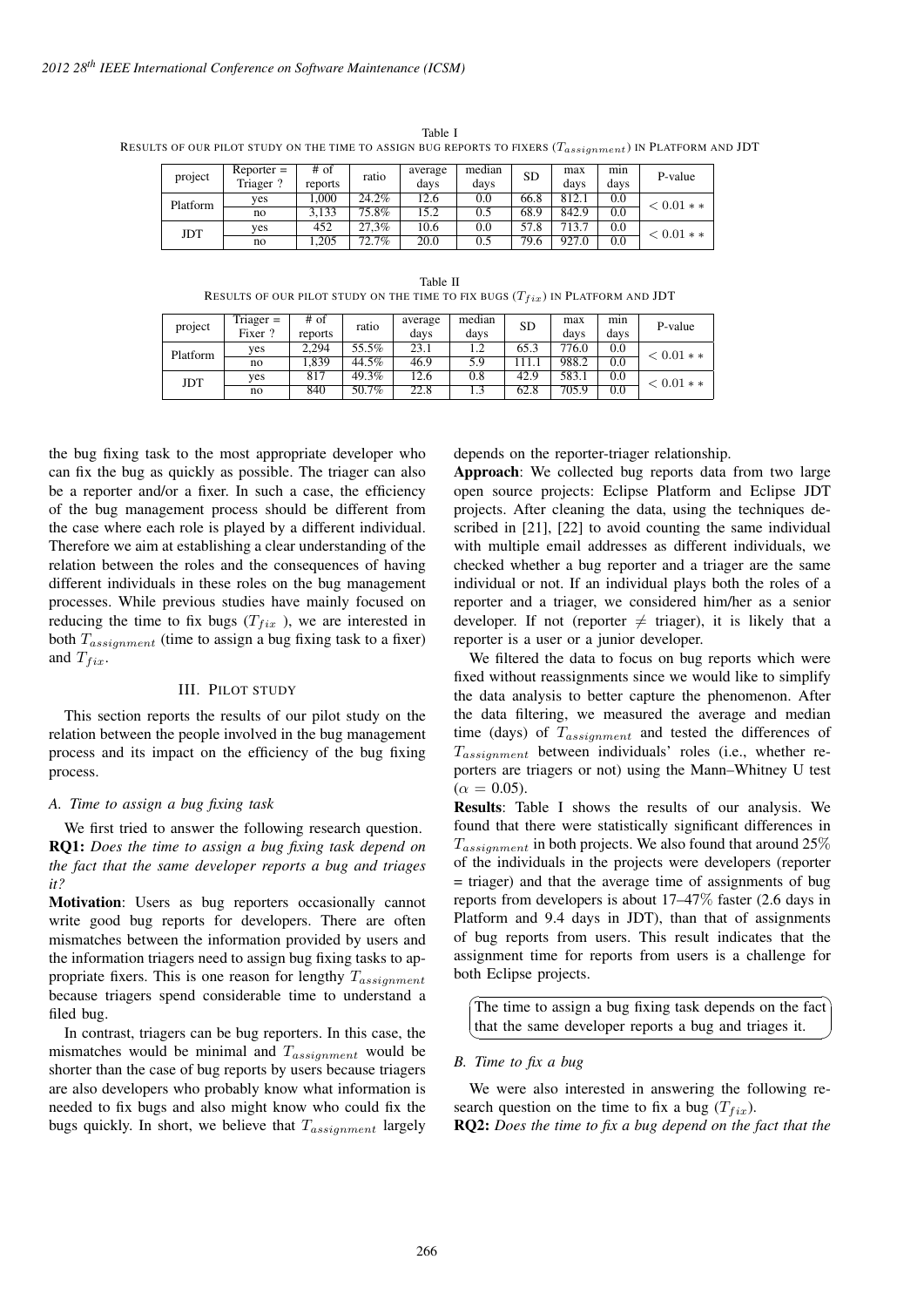Table I

RESULTS OF OUR PILOT STUDY ON THE TIME TO ASSIGN BUG REPORTS TO FIXERS ($T_{assignment}$) IN PLATFORM AND JDT

| project | Reporter = Triager ? | # of reports | ratio | average days | median days | SD | max days | min days | P-value |
|---|---|---|---|---|---|---|---|---|---|
| Platform | yes | 1,000 | 24.2% | 12.6 | 0.0 | 66.8 | 812.1 | 0.0 | $< 0.01 **$ |
| | no | 3,133 | 75.8% | 15.2 | 0.5 | 68.9 | 842.9 | 0.0 | |
| JDT | yes | 452 | 27.3% | 10.6 | 0.0 | 57.8 | 713.7 | 0.0 | $< 0.01 **$ |
| | no | 1,205 | 72.7% | 20.0 | 0.5 | 79.6 | 927.0 | 0.0 | |

Table II

RESULTS OF OUR PILOT STUDY ON THE TIME TO FIX BUGS ($T_{fix}$) IN PLATFORM AND JDT

| project | Triager = Fixer ? | # of reports | ratio | average days | median days | SD | max days | min days | P-value |
|---|---|---|---|---|---|---|---|---|---|
| Platform | yes | 2,294 | 55.5% | 23.1 | 1.2 | 65.3 | 776.0 | 0.0 | $< 0.01 **$ |
| | no | 1,839 | 44.5% | 46.9 | 5.9 | 111.1 | 988.2 | 0.0 | |
| JDT | yes | 817 | 49.3% | 12.6 | 0.8 | 42.9 | 583.1 | 0.0 | $< 0.01 **$ |
| | no | 840 | 50.7% | 22.8 | 1.3 | 62.8 | 705.9 | 0.0 | |

the bug fixing task to the most appropriate developer who can fix the bug as quickly as possible. The triager can also be a reporter and/or a fixer. In such a case, the efficiency of the bug management process should be different from the case where each role is played by a different individual. Therefore we aim at establishing a clear understanding of the relation between the roles and the consequences of having different individuals in these roles on the bug management processes. While previous studies have mainly focused on reducing the time to fix bugs ($T_{fix}$ ), we are interested in both $T_{assignment}$ (time to assign a bug fixing task to a fixer) and $T_{fix}$.

## III. Pilot Study

This section reports the results of our pilot study on the relation between the people involved in the bug management process and its impact on the efficiency of the bug fixing process.

### A. Time to assign a bug fixing task

We first tried to answer the following research question.

**RQ1:** *Does the time to assign a bug fixing task depend on the fact that the same developer reports a bug and triages it?*

**Motivation**: Users as bug reporters occasionally cannot write good bug reports for developers. There are often mismatches between the information provided by users and the information triagers need to assign bug fixing tasks to appropriate fixers. This is one reason for lengthy $T_{assignment}$ because triagers spend considerable time to understand a filed bug.

In contrast, triagers can be bug reporters. In this case, the mismatches would be minimal and $T_{assignment}$ would be shorter than the case of bug reports by users because triagers are also developers who probably know what information is needed to fix bugs and also might know who could fix the bugs quickly. In short, we believe that $T_{assignment}$ largely depends on the reporter-triager relationship.

**Approach**: We collected bug reports data from two large open source projects: Eclipse Platform and Eclipse JDT projects. After cleaning the data, using the techniques described in [21], [22] to avoid counting the same individual with multiple email addresses as different individuals, we checked whether a bug reporter and a triager are the same individual or not. If an individual plays both the roles of a reporter and a triager, we considered him/her as a senior developer. If not (reporter $\neq$ triager), it is likely that a reporter is a user or a junior developer.

We filtered the data to focus on bug reports which were fixed without reassignments since we would like to simplify the data analysis to better capture the phenomenon. After the data filtering, we measured the average and median time (days) of $T_{assignment}$ and tested the differences of $T_{assignment}$ between individuals' roles (i.e., whether reporters are triagers or not) using the Mann–Whitney U test ($\alpha = 0.05$).

**Results**: Table I shows the results of our analysis. We found that there were statistically significant differences in $T_{assignment}$ in both projects. We also found that around 25% of the individuals in the projects were developers (reporter = triager) and that the average time of assignments of bug reports from developers is about 17–47% faster (2.6 days in Platform and 9.4 days in JDT), than that of assignments of bug reports from users. This result indicates that the assignment time for reports from users is a challenge for both Eclipse projects.

> The time to assign a bug fixing task depends on the fact that the same developer reports a bug and triages it.

### B. Time to fix a bug

We were also interested in answering the following research question on the time to fix a bug ($T_{fix}$).

**RQ2:** *Does the time to fix a bug depend on the fact that the*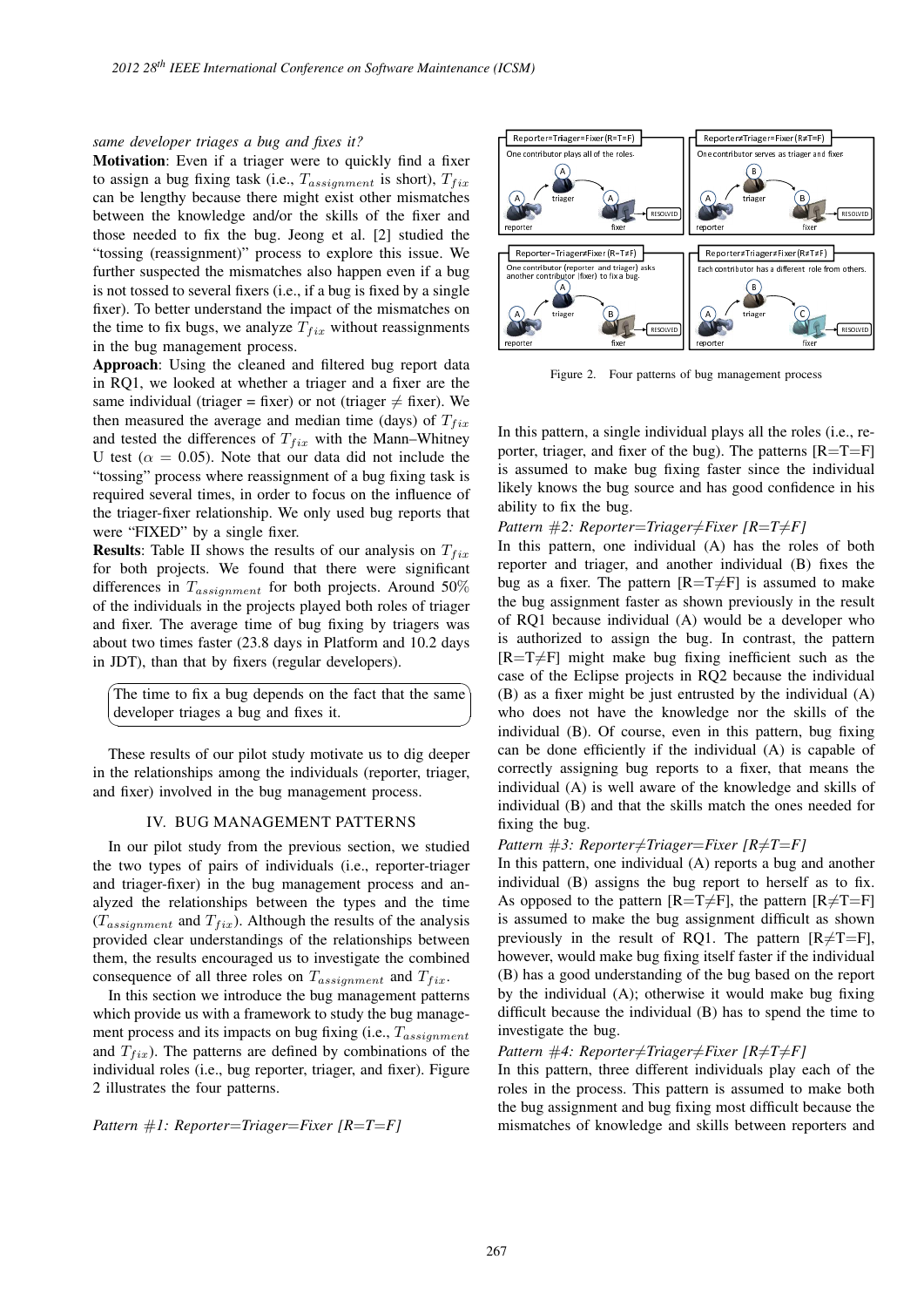*same developer triages a bug and fixes it?*

**Motivation**: Even if a triager were to quickly find a fixer to assign a bug fixing task (i.e., $T_{assignment}$ is short), $T_{fix}$ can be lengthy because there might exist other mismatches between the knowledge and/or the skills of the fixer and those needed to fix the bug. Jeong et al. [2] studied the "tossing (reassignment)" process to explore this issue. We further suspected the mismatches also happen even if a bug is not tossed to several fixers (i.e., if a bug is fixed by a single fixer). To better understand the impact of the mismatches on the time to fix bugs, we analyze $T_{fix}$ without reassignments in the bug management process.

**Approach**: Using the cleaned and filtered bug report data in RQ1, we looked at whether a triager and a fixer are the same individual (triager = fixer) or not (triager ≠ fixer). We then measured the average and median time (days) of $T_{fix}$ and tested the differences of $T_{fix}$ with the Mann–Whitney U test ($\alpha$ = 0.05). Note that our data did not include the "tossing" process where reassignment of a bug fixing task is required several times, in order to focus on the influence of the triager-fixer relationship. We only used bug reports that were "FIXED" by a single fixer.

**Results**: Table II shows the results of our analysis on $T_{fix}$ for both projects. We found that there were significant differences in $T_{assignment}$ for both projects. Around 50% of the individuals in the projects played both roles of triager and fixer. The average time of bug fixing by triagers was about two times faster (23.8 days in Platform and 10.2 days in JDT), than that by fixers (regular developers).

> The time to fix a bug depends on the fact that the same developer triages a bug and fixes it.

These results of our pilot study motivate us to dig deeper in the relationships among the individuals (reporter, triager, and fixer) involved in the bug management process.

## IV. BUG MANAGEMENT PATTERNS

In our pilot study from the previous section, we studied the two types of pairs of individuals (i.e., reporter-triager and triager-fixer) in the bug management process and analyzed the relationships between the types and the time ($T_{assignment}$ and $T_{fix}$). Although the results of the analysis provided clear understandings of the relationships between them, the results encouraged us to investigate the combined consequence of all three roles on $T_{assignment}$ and $T_{fix}$.

In this section we introduce the bug management patterns which provide us with a framework to study the bug management process and its impacts on bug fixing (i.e., $T_{assignment}$ and $T_{fix}$). The patterns are defined by combinations of the individual roles (i.e., bug reporter, triager, and fixer). Figure 2 illustrates the four patterns.

*Pattern #1: Reporter=Triager=Fixer [R=T=F]*

Figure 2. Four patterns of bug management process

In this pattern, a single individual plays all the roles (i.e., reporter, triager, and fixer of the bug). The patterns [R=T=F] is assumed to make bug fixing faster since the individual likely knows the bug source and has good confidence in his ability to fix the bug.

*Pattern #2: Reporter=Triager≠Fixer [R=T≠F]*

In this pattern, one individual (A) has the roles of both reporter and triager, and another individual (B) fixes the bug as a fixer. The pattern [R=T≠F] is assumed to make the bug assignment faster as shown previously in the result of RQ1 because individual (A) would be a developer who is authorized to assign the bug. In contrast, the pattern [R=T≠F] might make bug fixing inefficient such as the case of the Eclipse projects in RQ2 because the individual (B) as a fixer might be just entrusted by the individual (A) who does not have the knowledge nor the skills of the individual (B). Of course, even in this pattern, bug fixing can be done efficiently if the individual (A) is capable of correctly assigning bug reports to a fixer, that means the individual (A) is well aware of the knowledge and skills of individual (B) and that the skills match the ones needed for fixing the bug.

*Pattern #3: Reporter≠Triager=Fixer [R≠T=F]*

In this pattern, one individual (A) reports a bug and another individual (B) assigns the bug report to herself as to fix. As opposed to the pattern [R=T≠F], the pattern [R≠T=F] is assumed to make the bug assignment difficult as shown previously in the result of RQ1. The pattern [R≠T=F], however, would make bug fixing itself faster if the individual (B) has a good understanding of the bug based on the report by the individual (A); otherwise it would make bug fixing difficult because the individual (B) has to spend the time to investigate the bug.

*Pattern #4: Reporter≠Triager≠Fixer [R≠T≠F]*

In this pattern, three different individuals play each of the roles in the process. This pattern is assumed to make both the bug assignment and bug fixing most difficult because the mismatches of knowledge and skills between reporters and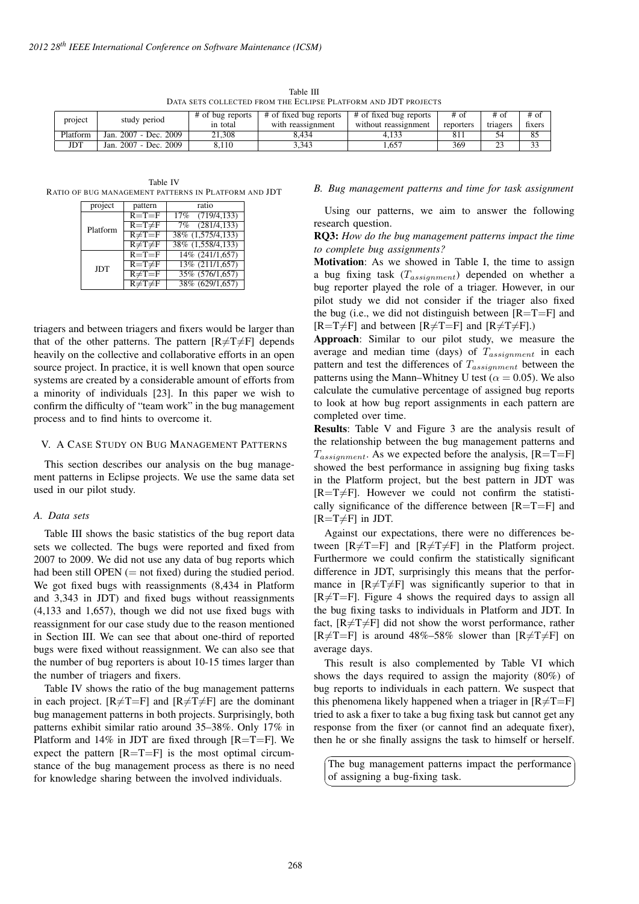Table III
DATA SETS COLLECTED FROM THE ECLIPSE PLATFORM AND JDT PROJECTS

| project | study period | # of bug reports in total | # of fixed bug reports with reassignment | # of fixed bug reports without reassignment | # of reporters | # of triagers | # of fixers |
|---|---|---|---|---|---|---|---|
| Platform | Jan. 2007 - Dec. 2009 | 21,308 | 8,434 | 4,133 | 811 | 54 | 85 |
| JDT | Jan. 2007 - Dec. 2009 | 8,110 | 3,343 | 1,657 | 369 | 23 | 33 |

Table IV
RATIO OF BUG MANAGEMENT PATTERNS IN PLATFORM AND JDT

| project | pattern | ratio |
|---|---|---|
| Platform | R=T=F | 17% (719/4,133) |
| | R=T≠F | 7% (281/4,133) |
| | R≠T=F | 38% (1,575/4,133) |
| | R≠T≠F | 38% (1,558/4,133) |
| JDT | R=T=F | 14% (241/1,657) |
| | R=T≠F | 13% (211/1,657) |
| | R≠T=F | 35% (576/1,657) |
| | R≠T≠F | 38% (629/1,657) |

triagers and between triagers and fixers would be larger than that of the other patterns. The pattern [R≠T≠F] depends heavily on the collective and collaborative efforts in an open source project. In practice, it is well known that open source systems are created by a considerable amount of efforts from a minority of individuals [23]. In this paper we wish to confirm the difficulty of "team work" in the bug management process and to find hints to overcome it.

## V. A CASE STUDY ON BUG MANAGEMENT PATTERNS

This section describes our analysis on the bug management patterns in Eclipse projects. We use the same data set used in our pilot study.

### A. Data sets

Table III shows the basic statistics of the bug report data sets we collected. The bugs were reported and fixed from 2007 to 2009. We did not use any data of bug reports which had been still OPEN (= not fixed) during the studied period. We got fixed bugs with reassignments (8,434 in Platform and 3,343 in JDT) and fixed bugs without reassignments (4,133 and 1,657), though we did not use fixed bugs with reassignment for our case study due to the reason mentioned in Section III. We can see that about one-third of reported bugs were fixed without reassignment. We can also see that the number of bug reporters is about 10-15 times larger than the number of triagers and fixers.

Table IV shows the ratio of the bug management patterns in each project. [R≠T=F] and [R≠T≠F] are the dominant bug management patterns in both projects. Surprisingly, both patterns exhibit similar ratio around 35–38%. Only 17% in Platform and 14% in JDT are fixed through [R=T=F]. We expect the pattern [R=T=F] is the most optimal circumstance of the bug management process as there is no need for knowledge sharing between the involved individuals.

### B. Bug management patterns and time for task assignment

Using our patterns, we aim to answer the following research question.

**RQ3:** *How do the bug management patterns impact the time to complete bug assignments?*

**Motivation**: As we showed in Table I, the time to assign a bug fixing task ($T_{assignment}$) depended on whether a bug reporter played the role of a triager. However, in our pilot study we did not consider if the triager also fixed the bug (i.e., we did not distinguish between [R=T=F] and [R=T≠F] and between [R≠T=F] and [R≠T≠F].)

**Approach**: Similar to our pilot study, we measure the average and median time (days) of $T_{assignment}$ in each pattern and test the differences of $T_{assignment}$ between the patterns using the Mann–Whitney U test ($\alpha = 0.05$). We also calculate the cumulative percentage of assigned bug reports to look at how bug report assignments in each pattern are completed over time.

**Results**: Table V and Figure 3 are the analysis result of the relationship between the bug management patterns and $T_{assignment}$. As we expected before the analysis, [R=T=F] showed the best performance in assigning bug fixing tasks in the Platform project, but the best pattern in JDT was [R=T≠F]. However we could not confirm the statistically significance of the difference between [R=T=F] and [R=T≠F] in JDT.

Against our expectations, there were no differences between [R≠T=F] and [R≠T≠F] in the Platform project. Furthermore we could confirm the statistically significant difference in JDT, surprisingly this means that the performance in [R≠T≠F] was significantly superior to that in [R≠T=F]. Figure 4 shows the required days to assign all the bug fixing tasks to individuals in Platform and JDT. In fact, [R≠T≠F] did not show the worst performance, rather [R≠T=F] is around 48%–58% slower than [R≠T≠F] on average days.

This result is also complemented by Table VI which shows the days required to assign the majority (80%) of bug reports to individuals in each pattern. We suspect that this phenomena likely happened when a triager in [R≠T=F] tried to ask a fixer to take a bug fixing task but cannot get any response from the fixer (or cannot find an adequate fixer), then he or she finally assigns the task to himself or herself.

> The bug management patterns impact the performance of assigning a bug-fixing task.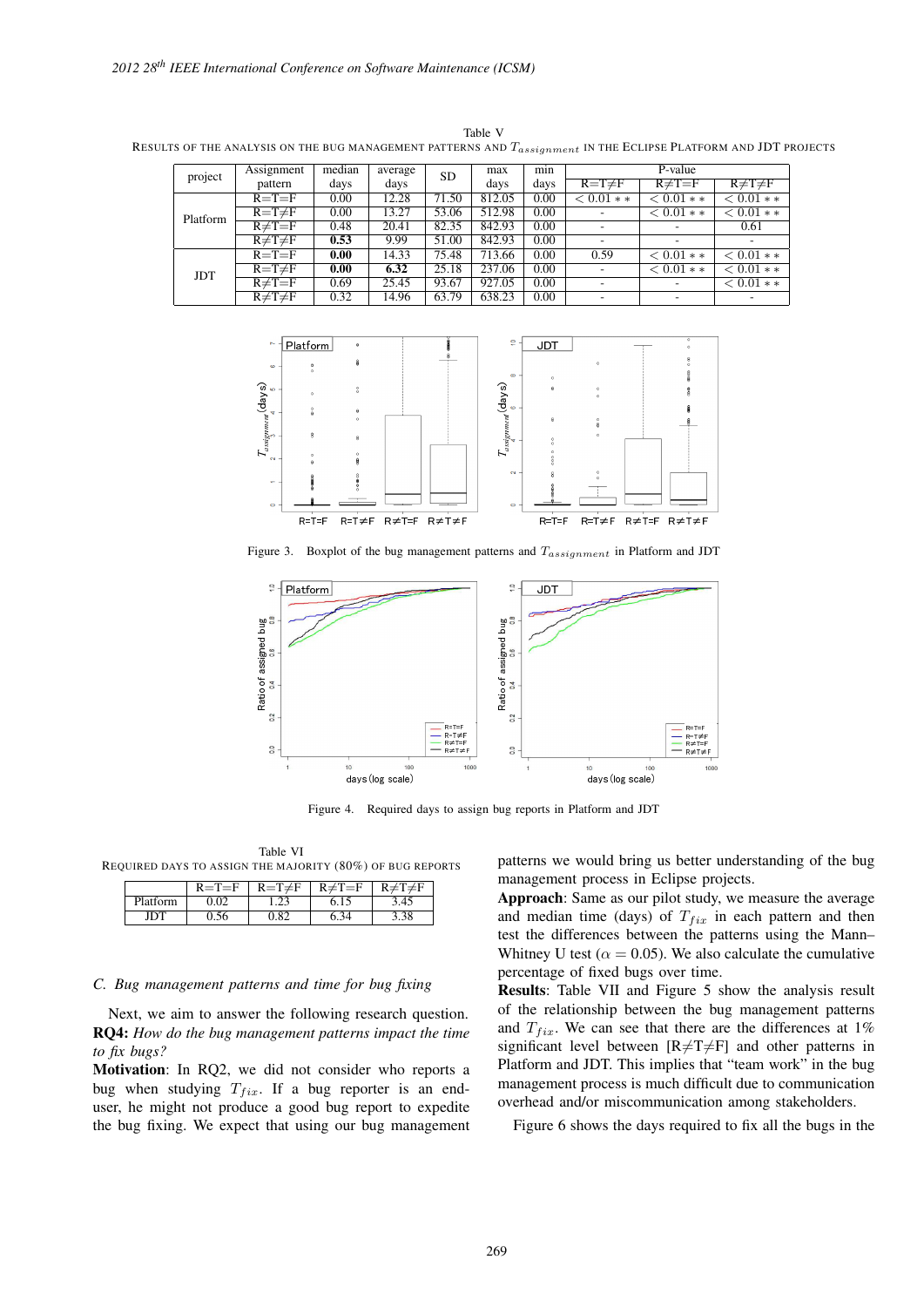Table V
RESULTS OF THE ANALYSIS ON THE BUG MANAGEMENT PATTERNS AND $T_{assignment}$ IN THE ECLIPSE PLATFORM AND JDT PROJECTS

| project | Assignment pattern | median days | average days | SD | max days | min days | P-value | | |
|---|---|---|---|---|---|---|---|---|---|
| | | | | | | | R=T≠F | R≠T=F | R≠T≠F |
| Platform | R=T=F | 0.00 | 12.28 | 71.50 | 812.05 | 0.00 | < 0.01 ** | < 0.01 ** | < 0.01 ** |
| | R=T≠F | 0.00 | 13.27 | 53.06 | 512.98 | 0.00 | - | < 0.01 ** | < 0.01 ** |
| | R≠T=F | 0.48 | 20.41 | 82.35 | 842.93 | 0.00 | - | - | 0.61 |
| | R≠T≠F | **0.53** | 9.99 | 51.00 | 842.93 | 0.00 | - | - | - |
| JDT | R=T=F | **0.00** | 14.33 | 75.48 | 713.66 | 0.00 | 0.59 | < 0.01 ** | < 0.01 ** |
| | R=T≠F | **0.00** | **6.32** | 25.18 | 237.06 | 0.00 | - | < 0.01 ** | < 0.01 ** |
| | R≠T=F | 0.69 | 25.45 | 93.67 | 927.05 | 0.00 | - | - | < 0.01 ** |
| | R≠T≠F | 0.32 | 14.96 | 63.79 | 638.23 | 0.00 | - | - | - |

Figure 3. Boxplot of the bug management patterns and $T_{assignment}$ in Platform and JDT

Figure 4. Required days to assign bug reports in Platform and JDT

Table VI
REQUIRED DAYS TO ASSIGN THE MAJORITY (80%) OF BUG REPORTS

| | R=T=F | R=T≠F | R≠T=F | R≠T≠F |
|---|---|---|---|---|
| Platform | 0.02 | 1.23 | 6.15 | 3.45 |
| JDT | 0.56 | 0.82 | 6.34 | 3.38 |

### C. Bug management patterns and time for bug fixing

Next, we aim to answer the following research question.
**RQ4:** *How do the bug management patterns impact the time to fix bugs?*
**Motivation**: In RQ2, we did not consider who reports a bug when studying $T_{fix}$. If a bug reporter is an end-user, he might not produce a good bug report to expedite the bug fixing. We expect that using our bug management patterns we would bring us better understanding of the bug management process in Eclipse projects.
**Approach**: Same as our pilot study, we measure the average and median time (days) of $T_{fix}$ in each pattern and then test the differences between the patterns using the Mann–Whitney U test ($\alpha = 0.05$). We also calculate the cumulative percentage of fixed bugs over time.
**Results**: Table VII and Figure 5 show the analysis result of the relationship between the bug management patterns and $T_{fix}$. We can see that there are the differences at 1% significant level between [R≠T≠F] and other patterns in Platform and JDT. This implies that "team work" in the bug management process is much difficult due to communication overhead and/or miscommunication among stakeholders.

Figure 6 shows the days required to fix all the bugs in the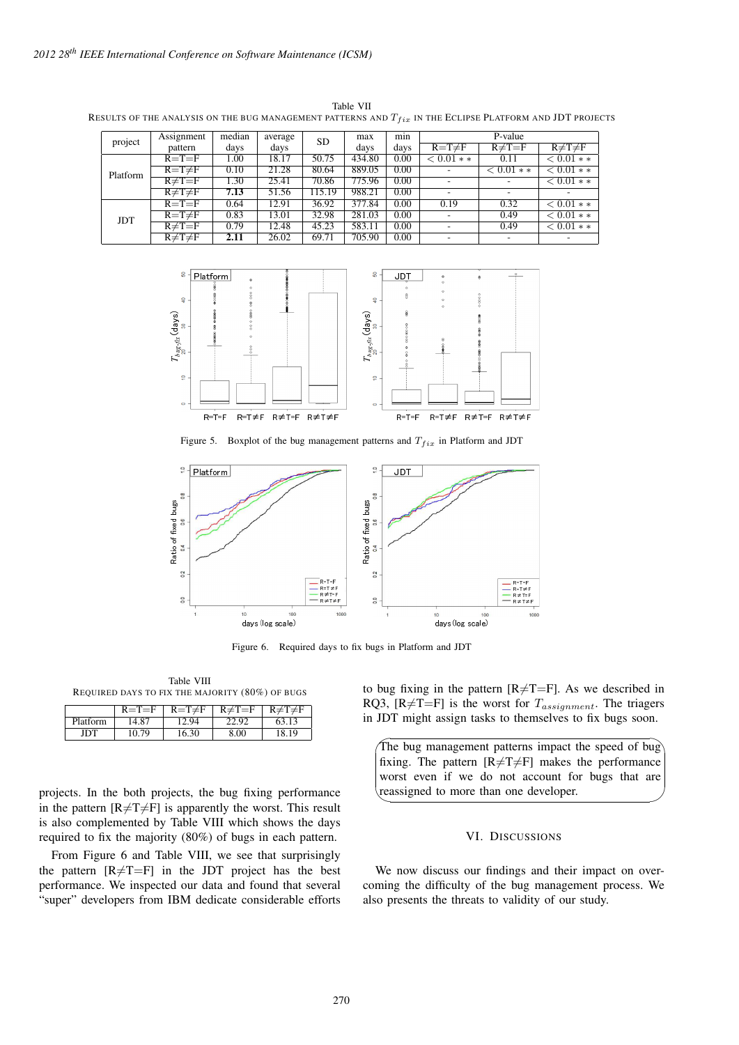Table VII
RESULTS OF THE ANALYSIS ON THE BUG MANAGEMENT PATTERNS AND $T_{fix}$ IN THE ECLIPSE PLATFORM AND JDT PROJECTS

| project | Assignment pattern | median days | average days | SD | max days | min days | P-value | | |
|---|---|---|---|---|---|---|---|---|---|
| | | | | | | | R=T≠F | R≠T=F | R≠T≠F |
| Platform | R=T=F | 1.00 | 18.17 | 50.75 | 434.80 | 0.00 | < 0.01 ∗∗ | 0.11 | < 0.01 ∗∗ |
| | R=T≠F | 0.10 | 21.28 | 80.64 | 889.05 | 0.00 | - | < 0.01 ∗∗ | < 0.01 ∗∗ |
| | R≠T=F | 1.30 | 25.41 | 70.86 | 775.96 | 0.00 | - | - | < 0.01 ∗∗ |
| | R≠T≠F | **7.13** | 51.56 | 115.19 | 988.21 | 0.00 | - | - | - |
| JDT | R=T=F | 0.64 | 12.91 | 36.92 | 377.84 | 0.00 | 0.19 | 0.32 | < 0.01 ∗∗ |
| | R=T≠F | 0.83 | 13.01 | 32.98 | 281.03 | 0.00 | - | 0.49 | < 0.01 ∗∗ |
| | R≠T=F | 0.79 | 12.48 | 45.23 | 583.11 | 0.00 | - | 0.49 | < 0.01 ∗∗ |
| | R≠T≠F | **2.11** | 26.02 | 69.71 | 705.90 | 0.00 | - | - | - |

Figure 5. Boxplot of the bug management patterns and $T_{fix}$ in Platform and JDT

Figure 6. Required days to fix bugs in Platform and JDT

Table VIII
REQUIRED DAYS TO FIX THE MAJORITY (80%) OF BUGS

| | R=T=F | R=T≠F | R≠T=F | R≠T≠F |
|---|---|---|---|---|
| Platform | 14.87 | 12.94 | 22.92 | 63.13 |
| JDT | 10.79 | 16.30 | 8.00 | 18.19 |

projects. In the both projects, the bug fixing performance in the pattern [R≠T≠F] is apparently the worst. This result is also complemented by Table VIII which shows the days required to fix the majority (80%) of bugs in each pattern.

From Figure 6 and Table VIII, we see that surprisingly the pattern [R≠T=F] in the JDT project has the best performance. We inspected our data and found that several "super" developers from IBM dedicate considerable efforts to bug fixing in the pattern [R≠T=F]. As we described in RQ3, [R≠T=F] is the worst for $T_{assignment}$. The triagers in JDT might assign tasks to themselves to fix bugs soon.

> The bug management patterns impact the speed of bug fixing. The pattern [R≠T≠F] makes the performance worst even if we do not account for bugs that are reassigned to more than one developer.

## VI. DISCUSSIONS

We now discuss our findings and their impact on overcoming the difficulty of the bug management process. We also presents the threats to validity of our study.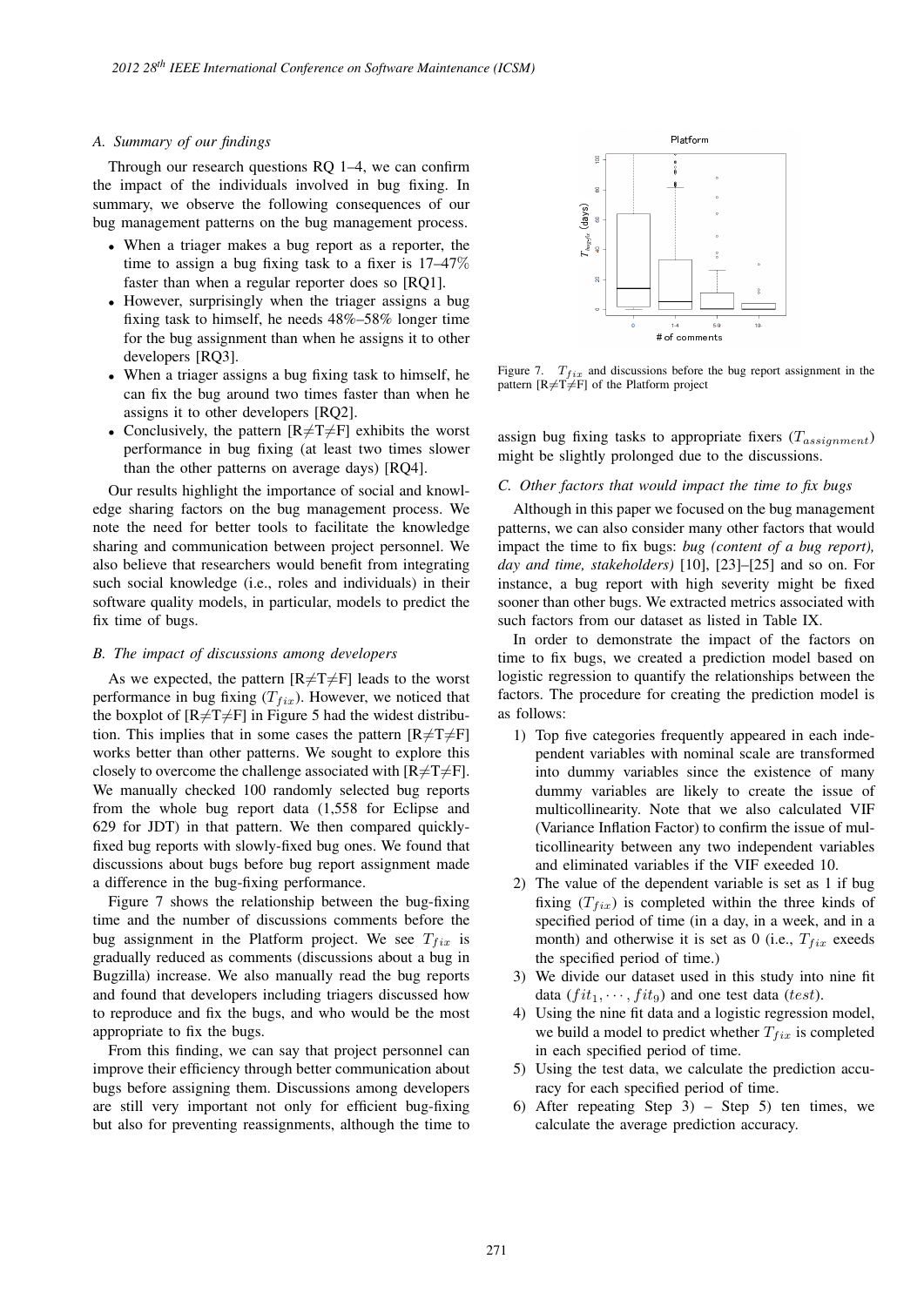### A. Summary of our findings

Through our research questions RQ 1–4, we can confirm the impact of the individuals involved in bug fixing. In summary, we observe the following consequences of our bug management patterns on the bug management process.

- When a triager makes a bug report as a reporter, the time to assign a bug fixing task to a fixer is 17–47% faster than when a regular reporter does so [RQ1].
- However, surprisingly when the triager assigns a bug fixing task to himself, he needs 48%–58% longer time for the bug assignment than when he assigns it to other developers [RQ3].
- When a triager assigns a bug fixing task to himself, he can fix the bug around two times faster than when he assigns it to other developers [RQ2].
- Conclusively, the pattern [R≠T≠F] exhibits the worst performance in bug fixing (at least two times slower than the other patterns on average days) [RQ4].

Our results highlight the importance of social and knowledge sharing factors on the bug management process. We note the need for better tools to facilitate the knowledge sharing and communication between project personnel. We also believe that researchers would benefit from integrating such social knowledge (i.e., roles and individuals) in their software quality models, in particular, models to predict the fix time of bugs.

### B. The impact of discussions among developers

As we expected, the pattern [R≠T≠F] leads to the worst performance in bug fixing ($T_{fix}$). However, we noticed that the boxplot of [R≠T≠F] in Figure 5 had the widest distribution. This implies that in some cases the pattern [R≠T≠F] works better than other patterns. We sought to explore this closely to overcome the challenge associated with [R≠T≠F]. We manually checked 100 randomly selected bug reports from the whole bug report data (1,558 for Eclipse and 629 for JDT) in that pattern. We then compared quickly-fixed bug reports with slowly-fixed bug ones. We found that discussions about bugs before bug report assignment made a difference in the bug-fixing performance.

Figure 7 shows the relationship between the bug-fixing time and the number of discussions comments before the bug assignment in the Platform project. We see $T_{fix}$ is gradually reduced as comments (discussions about a bug in Bugzilla) increase. We also manually read the bug reports and found that developers including triagers discussed how to reproduce and fix the bugs, and who would be the most appropriate to fix the bugs.

From this finding, we can say that project personnel can improve their efficiency through better communication about bugs before assigning them. Discussions among developers are still very important not only for efficient bug-fixing but also for preventing reassignments, although the time to assign bug fixing tasks to appropriate fixers ($T_{assignment}$) might be slightly prolonged due to the discussions.

Figure 7. $T_{fix}$ and discussions before the bug report assignment in the pattern [R≠T≠F] of the Platform project

### C. Other factors that would impact the time to fix bugs

Although in this paper we focused on the bug management patterns, we can also consider many other factors that would impact the time to fix bugs: *bug (content of a bug report), day and time, stakeholders)* [10], [23]–[25] and so on. For instance, a bug report with high severity might be fixed sooner than other bugs. We extracted metrics associated with such factors from our dataset as listed in Table IX.

In order to demonstrate the impact of the factors on time to fix bugs, we created a prediction model based on logistic regression to quantify the relationships between the factors. The procedure for creating the prediction model is as follows:

1) Top five categories frequently appeared in each independent variables with nominal scale are transformed into dummy variables since the existence of many dummy variables are likely to create the issue of multicollinearity. Note that we also calculated VIF (Variance Inflation Factor) to confirm the issue of multicollinearity between any two independent variables and eliminated variables if the VIF exeeded 10.
2) The value of the dependent variable is set as 1 if bug fixing ($T_{fix}$) is completed within the three kinds of specified period of time (in a day, in a week, and in a month) and otherwise it is set as 0 (i.e., $T_{fix}$ exeeds the specified period of time.)
3) We divide our dataset used in this study into nine fit data ($fit_1, \cdots, fit_9$) and one test data ($test$).
4) Using the nine fit data and a logistic regression model, we build a model to predict whether $T_{fix}$ is completed in each specified period of time.
5) Using the test data, we calculate the prediction accuracy for each specified period of time.
6) After repeating Step 3) – Step 5) ten times, we calculate the average prediction accuracy.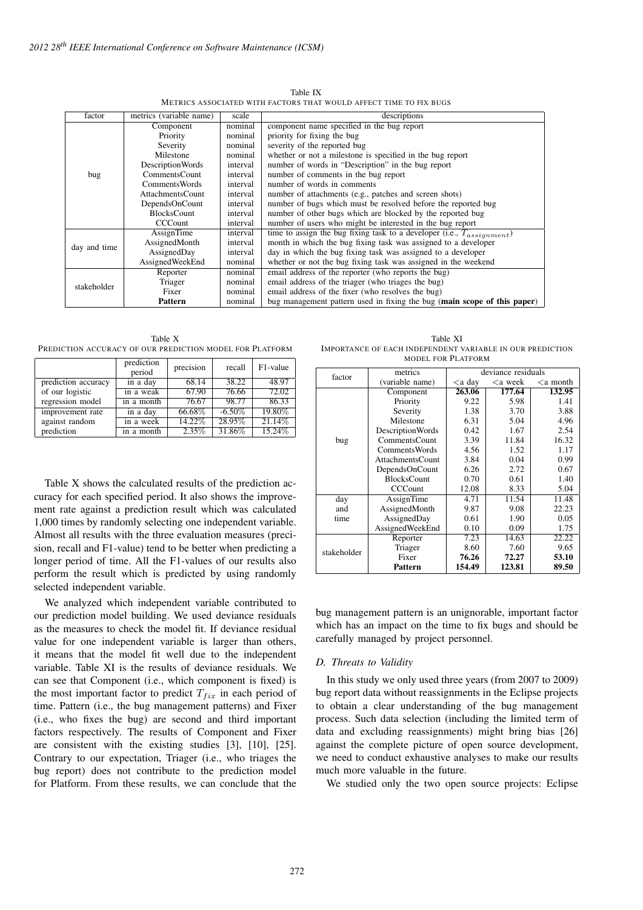Table IX
METRICS ASSOCIATED WITH FACTORS THAT WOULD AFFECT TIME TO FIX BUGS

| factor | metrics (variable name) | scale | descriptions |
|---|---|---|---|
| bug | Component | nominal | component name specified in the bug report |
| | Priority | nominal | priority for fixing the bug |
| | Severity | nominal | severity of the reported bug |
| | Milestone | nominal | whether or not a milestone is specified in the bug report |
| | DescriptionWords | interval | number of words in "Description" in the bug report |
| | CommentsCount | interval | number of comments in the bug report |
| | CommentsWords | interval | number of words in comments |
| | AttachmentsCount | interval | number of attachments (e.g., patches and screen shots) |
| | DependsOnCount | interval | number of bugs which must be resolved before the reported bug |
| | BlocksCount | interval | number of other bugs which are blocked by the reported bug |
| | CCCount | interval | number of users who might be interested in the bug report |
| day and time | AssignTime | interval | time to assign the bug fixing task to a developer (i.e., $T_{assignment}$) |
| | AssignedMonth | interval | month in which the bug fixing task was assigned to a developer |
| | AssignedDay | interval | day in which the bug fixing task was assigned to a developer |
| | AssignedWeekEnd | nominal | whether or not the bug fixing task was assigned in the weekend |
| stakeholder | Reporter | nominal | email address of the reporter (who reports the bug) |
| | Triager | nominal | email address of the triager (who triages the bug) |
| | Fixer | nominal | email address of the fixer (who resolves the bug) |
| | **Pattern** | nominal | bug management pattern used in fixing the bug (**main scope of this paper**) |

Table X
PREDICTION ACCURACY OF OUR PREDICTION MODEL FOR PLATFORM

| | prediction period | precision | recall | F1-value |
|---|---|---|---|---|
| prediction accuracy of our logistic regression model | in a day | 68.14 | 38.22 | 48.97 |
| | in a weak | 67.90 | 76.66 | 72.02 |
| | in a month | 76.67 | 98.77 | 86.33 |
| improvement rate against random prediction | in a day | 66.68% | 19.80% | -6.50% |
| | in a week | 14.22% | 28.95% | 21.14% |
| | in a month | 2.35% | 31.86% | 15.24% |

Table X shows the calculated results of the prediction accuracy for each specified period. It also shows the improvement rate against a prediction result which was calculated 1,000 times by randomly selecting one independent variable. Almost all results with the three evaluation measures (precision, recall and F1-value) tend to be better when predicting a longer period of time. All the F1-values of our results also perform the result which is predicted by using randomly selected independent variable.

We analyzed which independent variable contributed to our prediction model building. We used deviance residuals as the measures to check the model fit. If deviance residual value for one independent variable is larger than others, it means that the model fit well due to the independent variable. Table XI is the results of deviance residuals. We can see that Component (i.e., which component is fixed) is the most important factor to predict $T_{fix}$ in each period of time. Pattern (i.e., the bug management patterns) and Fixer (i.e., who fixes the bug) are second and third important factors respectively. The results of Component and Fixer are consistent with the existing studies [3], [10], [25]. Contrary to our expectation, Triager (i.e., who triages the bug report) does not contribute to the prediction model for Platform. From these results, we can conclude that the

Table XI
IMPORTANCE OF EACH INDEPENDENT VARIABLE IN OUR PREDICTION MODEL FOR PLATFORM

| factor | metrics (variable name) | deviance residuals <a day | <a week | <a month |
|---|---|---|---|---|
| bug | Component | **263.06** | **177.64** | **132.95** |
| | Priority | 9.22 | 5.98 | 1.41 |
| | Severity | 1.38 | 3.70 | 3.88 |
| | Milestone | 6.31 | 5.04 | 4.96 |
| | DescriptionWords | 0.42 | 1.67 | 2.54 |
| | CommentsCount | 3.39 | 11.84 | 16.32 |
| | CommentsWords | 4.56 | 1.52 | 1.17 |
| | AttachmentsCount | 3.84 | 0.04 | 0.99 |
| | DependsOnCount | 6.26 | 2.72 | 0.67 |
| | BlocksCount | 0.70 | 0.61 | 1.40 |
| | CCCount | 12.08 | 8.33 | 5.04 |
| day and time | AssignTime | 4.71 | 11.54 | 11.48 |
| | AssignedMonth | 9.87 | 9.08 | 22.23 |
| | AssignedDay | 0.61 | 1.90 | 0.05 |
| | AssignedWeekEnd | 0.10 | 0.09 | 1.75 |
| stakeholder | Reporter | 7.23 | 14.63 | 22.22 |
| | Triager | 8.60 | 7.60 | 9.65 |
| | Fixer | **76.26** | **72.27** | **53.10** |
| | **Pattern** | **154.49** | **123.81** | **89.50** |

bug management pattern is an unignorable, important factor which has an impact on the time to fix bugs and should be carefully managed by project personnel.

### *D. Threats to Validity*

In this study we only used three years (from 2007 to 2009) bug report data without reassignments in the Eclipse projects to obtain a clear understanding of the bug management process. Such data selection (including the limited term of data and excluding reassignments) might bring bias [26] against the complete picture of open source development, we need to conduct exhaustive analyses to make our results much more valuable in the future.

We studied only the two open source projects: Eclipse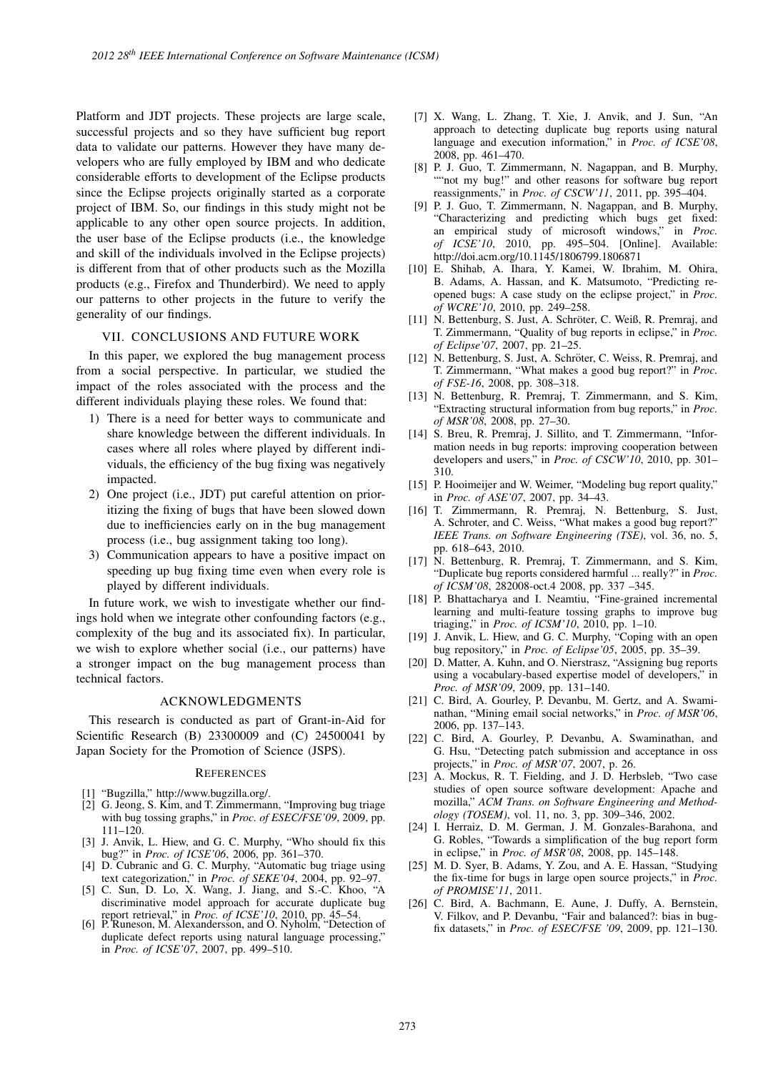Platform and JDT projects. These projects are large scale, successful projects and so they have sufficient bug report data to validate our patterns. However they have many developers who are fully employed by IBM and who dedicate considerable efforts to development of the Eclipse products since the Eclipse projects originally started as a corporate project of IBM. So, our findings in this study might not be applicable to any other open source projects. In addition, the user base of the Eclipse products (i.e., the knowledge and skill of the individuals involved in the Eclipse projects) is different from that of other products such as the Mozilla products (e.g., Firefox and Thunderbird). We need to apply our patterns to other projects in the future to verify the generality of our findings.

## VII. Conclusions and Future Work

In this paper, we explored the bug management process from a social perspective. In particular, we studied the impact of the roles associated with the process and the different individuals playing these roles. We found that:

1) There is a need for better ways to communicate and share knowledge between the different individuals. In cases where all roles where played by different individuals, the efficiency of the bug fixing was negatively impacted.
2) One project (i.e., JDT) put careful attention on prioritizing the fixing of bugs that have been slowed down due to inefficiencies early on in the bug management process (i.e., bug assignment taking too long).
3) Communication appears to have a positive impact on speeding up bug fixing time even when every role is played by different individuals.

In future work, we wish to investigate whether our findings hold when we integrate other confounding factors (e.g., complexity of the bug and its associated fix). In particular, we wish to explore whether social (i.e., our patterns) have a stronger impact on the bug management process than technical factors.

## Acknowledgments

This research is conducted as part of Grant-in-Aid for Scientific Research (B) 23300009 and (C) 24500041 by Japan Society for the Promotion of Science (JSPS).

## References

[1] "Bugzilla," http://www.bugzilla.org/.

[2] G. Jeong, S. Kim, and T. Zimmermann, "Improving bug triage with bug tossing graphs," in *Proc. of ESEC/FSE'09*, 2009, pp. 111–120.

[3] J. Anvik, L. Hiew, and G. C. Murphy, "Who should fix this bug?" in *Proc. of ICSE'06*, 2006, pp. 361–370.

[4] D. Cubranic and G. C. Murphy, "Automatic bug triage using text categorization," in *Proc. of SEKE'04*, 2004, pp. 92–97.

[5] C. Sun, D. Lo, X. Wang, J. Jiang, and S.-C. Khoo, "A discriminative model approach for accurate duplicate bug report retrieval," in *Proc. of ICSE'10*, 2010, pp. 45–54.

[6] P. Runeson, M. Alexandersson, and O. Nyholm, "Detection of duplicate defect reports using natural language processing," in *Proc. of ICSE'07*, 2007, pp. 499–510.

[7] X. Wang, L. Zhang, T. Xie, J. Anvik, and J. Sun, "An approach to detecting duplicate bug reports using natural language and execution information," in *Proc. of ICSE'08*, 2008, pp. 461–470.

[8] P. J. Guo, T. Zimmermann, N. Nagappan, and B. Murphy, ""not my bug!" and other reasons for software bug report reassignments," in *Proc. of CSCW'11*, 2011, pp. 395–404.

[9] P. J. Guo, T. Zimmermann, N. Nagappan, and B. Murphy, "Characterizing and predicting which bugs get fixed: an empirical study of microsoft windows," in *Proc. of ICSE'10*, 2010, pp. 495–504. [Online]. Available: http://doi.acm.org/10.1145/1806799.1806871

[10] E. Shihab, A. Ihara, Y. Kamei, W. Ibrahim, M. Ohira, B. Adams, A. Hassan, and K. Matsumoto, "Predicting re-opened bugs: A case study on the eclipse project," in *Proc. of WCRE'10*, 2010, pp. 249–258.

[11] N. Bettenburg, S. Just, A. Schröter, C. Weiß, R. Premraj, and T. Zimmermann, "Quality of bug reports in eclipse," in *Proc. of Eclipse'07*, 2007, pp. 21–25.

[12] N. Bettenburg, S. Just, A. Schröter, C. Weiss, R. Premraj, and T. Zimmermann, "What makes a good bug report?" in *Proc. of FSE-16*, 2008, pp. 308–318.

[13] N. Bettenburg, R. Premraj, T. Zimmermann, and S. Kim, "Extracting structural information from bug reports," in *Proc. of MSR'08*, 2008, pp. 27–30.

[14] S. Breu, R. Premraj, J. Sillito, and T. Zimmermann, "Information needs in bug reports: improving cooperation between developers and users," in *Proc. of CSCW'10*, 2010, pp. 301–310.

[15] P. Hooimeijer and W. Weimer, "Modeling bug report quality," in *Proc. of ASE'07*, 2007, pp. 34–43.

[16] T. Zimmermann, R. Premraj, N. Bettenburg, S. Just, A. Schroter, and C. Weiss, "What makes a good bug report?" *IEEE Trans. on Software Engineering (TSE)*, vol. 36, no. 5, pp. 618–643, 2010.

[17] N. Bettenburg, R. Premraj, T. Zimmermann, and S. Kim, "Duplicate bug reports considered harmful ... really?" in *Proc. of ICSM'08*, 282008-oct.4 2008, pp. 337 –345.

[18] P. Bhattacharya and I. Neamtiu, "Fine-grained incremental learning and multi-feature tossing graphs to improve bug triaging," in *Proc. of ICSM'10*, 2010, pp. 1–10.

[19] J. Anvik, L. Hiew, and G. C. Murphy, "Coping with an open bug repository," in *Proc. of Eclipse'05*, 2005, pp. 35–39.

[20] D. Matter, A. Kuhn, and O. Nierstrasz, "Assigning bug reports using a vocabulary-based expertise model of developers," in *Proc. of MSR'09*, 2009, pp. 131–140.

[21] C. Bird, A. Gourley, P. Devanbu, M. Gertz, and A. Swaminathan, "Mining email social networks," in *Proc. of MSR'06*, 2006, pp. 137–143.

[22] C. Bird, A. Gourley, P. Devanbu, A. Swaminathan, and G. Hsu, "Detecting patch submission and acceptance in oss projects," in *Proc. of MSR'07*, 2007, p. 26.

[23] A. Mockus, R. T. Fielding, and J. D. Herbsleb, "Two case studies of open source software development: Apache and mozilla," *ACM Trans. on Software Engineering and Methodology (TOSEM)*, vol. 11, no. 3, pp. 309–346, 2002.

[24] I. Herraiz, D. M. German, J. M. Gonzales-Barahona, and G. Robles, "Towards a simplification of the bug report form in eclipse," in *Proc. of MSR'08*, 2008, pp. 145–148.

[25] M. D. Syer, B. Adams, Y. Zou, and A. E. Hassan, "Studying the fix-time for bugs in large open source projects," in *Proc. of PROMISE'11*, 2011.

[26] C. Bird, A. Bachmann, E. Aune, J. Duffy, A. Bernstein, V. Filkov, and P. Devanbu, "Fair and balanced?: bias in bug-fix datasets," in *Proc. of ESEC/FSE '09*, 2009, pp. 121–130.